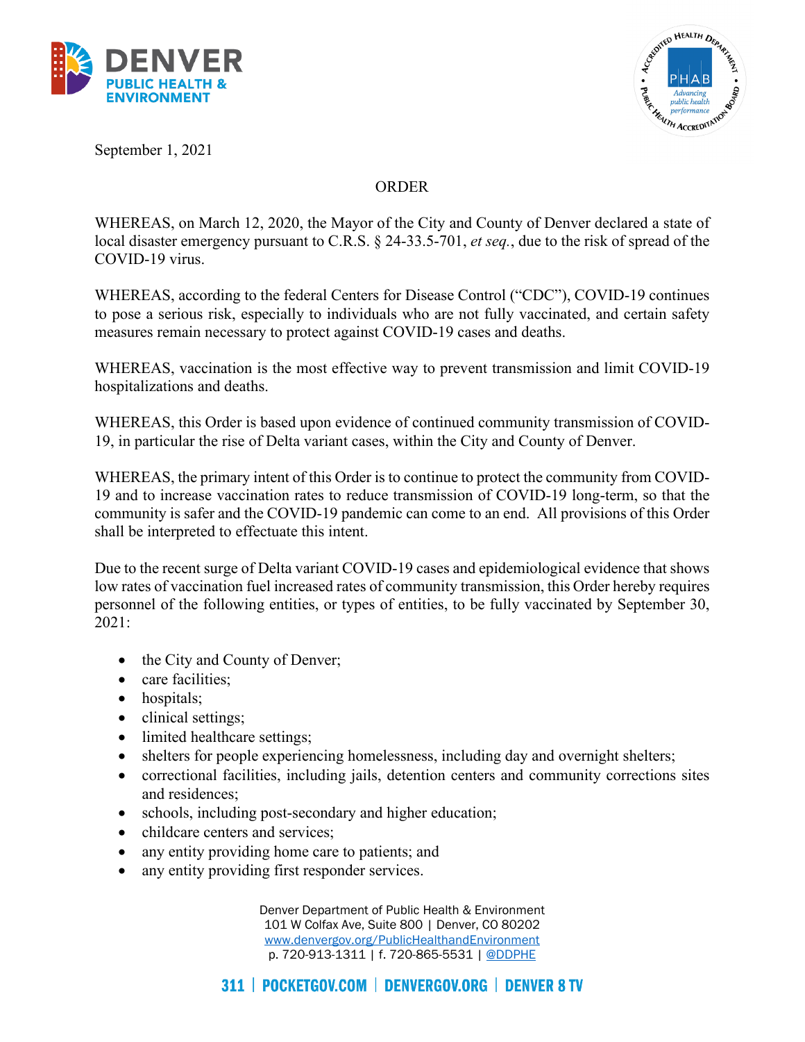September 1, 2021

# ORDER

WHEREAS, on March 12, 2020, the Mayor of the City and County of Denver declared a state of local disaster emergency pursuant to C.R.S. § 24-33.5-701, *et seq.*, due to the risk of spread of the COVID-19 virus.

WHEREAS, according to the federal Centers for Disease Control ("CDC"), COVID-19 continues to pose a serious risk, especially to individuals who are not fully vaccinated, and certain safety measures remain necessary to protect against COVID-19 cases and deaths.

WHEREAS, vaccination is the most effective way to prevent transmission and limit COVID-19 hospitalizations and deaths.

WHEREAS, this Order is based upon evidence of continued community transmission of COVID-19, in particular the rise of Delta variant cases, within the City and County of Denver.

WHEREAS, the primary intent of this Order is to continue to protect the community from COVID-19 and to increase vaccination rates to reduce transmission of COVID-19 long-term, so that the community is safer and the COVID-19 pandemic can come to an end. All provisions of this Order shall be interpreted to effectuate this intent.

Due to the recent surge of Delta variant COVID-19 cases and epidemiological evidence that shows low rates of vaccination fuel increased rates of community transmission, this Order hereby requires personnel of the following entities, or types of entities, to be fully vaccinated by September 30, 2021:

- the City and County of Denver;
- care facilities;
- hospitals;
- clinical settings;
- limited healthcare settings;
- shelters for people experiencing homelessness, including day and overnight shelters;
- correctional facilities, including jails, detention centers and community corrections sites and residences;
- schools, including post-secondary and higher education;
- childcare centers and services;
- any entity providing home care to patients; and
- any entity providing first responder services.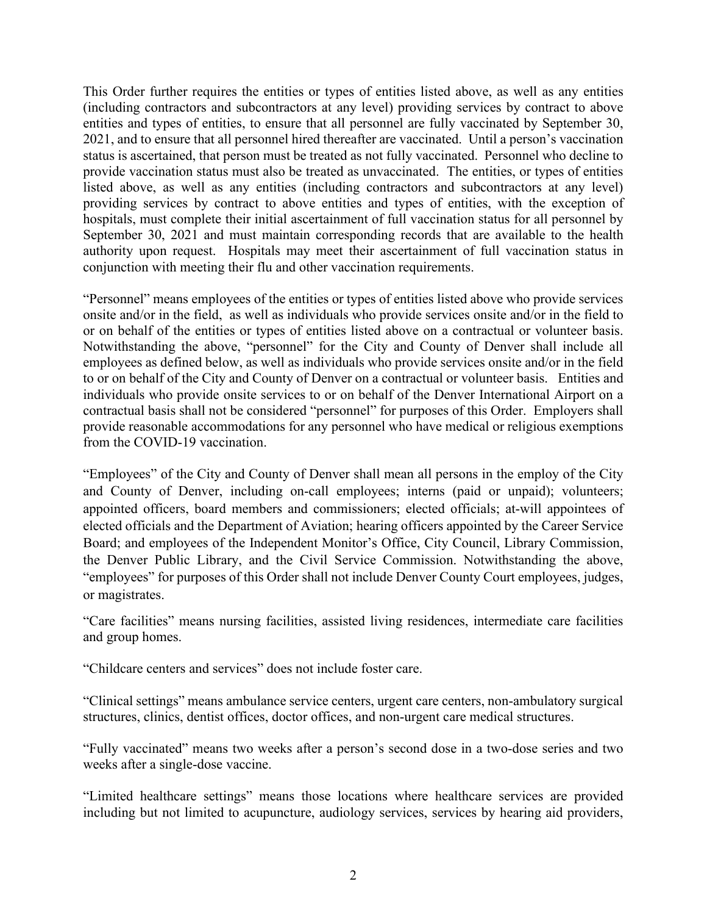This Order further requires the entities or types of entities listed above, as well as any entities (including contractors and subcontractors at any level) providing services by contract to above entities and types of entities, to ensure that all personnel are fully vaccinated by September 30, 2021, and to ensure that all personnel hired thereafter are vaccinated. Until a person's vaccination status is ascertained, that person must be treated as not fully vaccinated. Personnel who decline to provide vaccination status must also be treated as unvaccinated. The entities, or types of entities listed above, as well as any entities (including contractors and subcontractors at any level) providing services by contract to above entities and types of entities, with the exception of hospitals, must complete their initial ascertainment of full vaccination status for all personnel by September 30, 2021 and must maintain corresponding records that are available to the health authority upon request. Hospitals may meet their ascertainment of full vaccination status in conjunction with meeting their flu and other vaccination requirements.

"Personnel" means employees of the entities or types of entities listed above who provide services onsite and/or in the field, as well as individuals who provide services onsite and/or in the field to or on behalf of the entities or types of entities listed above on a contractual or volunteer basis. Notwithstanding the above, "personnel" for the City and County of Denver shall include all employees as defined below, as well as individuals who provide services onsite and/or in the field to or on behalf of the City and County of Denver on a contractual or volunteer basis. Entities and individuals who provide onsite services to or on behalf of the Denver International Airport on a contractual basis shall not be considered "personnel" for purposes of this Order. Employers shall provide reasonable accommodations for any personnel who have medical or religious exemptions from the COVID-19 vaccination.

"Employees" of the City and County of Denver shall mean all persons in the employ of the City and County of Denver, including on-call employees; interns (paid or unpaid); volunteers; appointed officers, board members and commissioners; elected officials; at-will appointees of elected officials and the Department of Aviation; hearing officers appointed by the Career Service Board; and employees of the Independent Monitor's Office, City Council, Library Commission, the Denver Public Library, and the Civil Service Commission. Notwithstanding the above, "employees" for purposes of this Order shall not include Denver County Court employees, judges, or magistrates.

"Care facilities" means nursing facilities, assisted living residences, intermediate care facilities and group homes.

"Childcare centers and services" does not include foster care.

"Clinical settings" means ambulance service centers, urgent care centers, non-ambulatory surgical structures, clinics, dentist offices, doctor offices, and non-urgent care medical structures.

"Fully vaccinated" means two weeks after a person's second dose in a two-dose series and two weeks after a single-dose vaccine.

"Limited healthcare settings" means those locations where healthcare services are provided including but not limited to acupuncture, audiology services, services by hearing aid providers,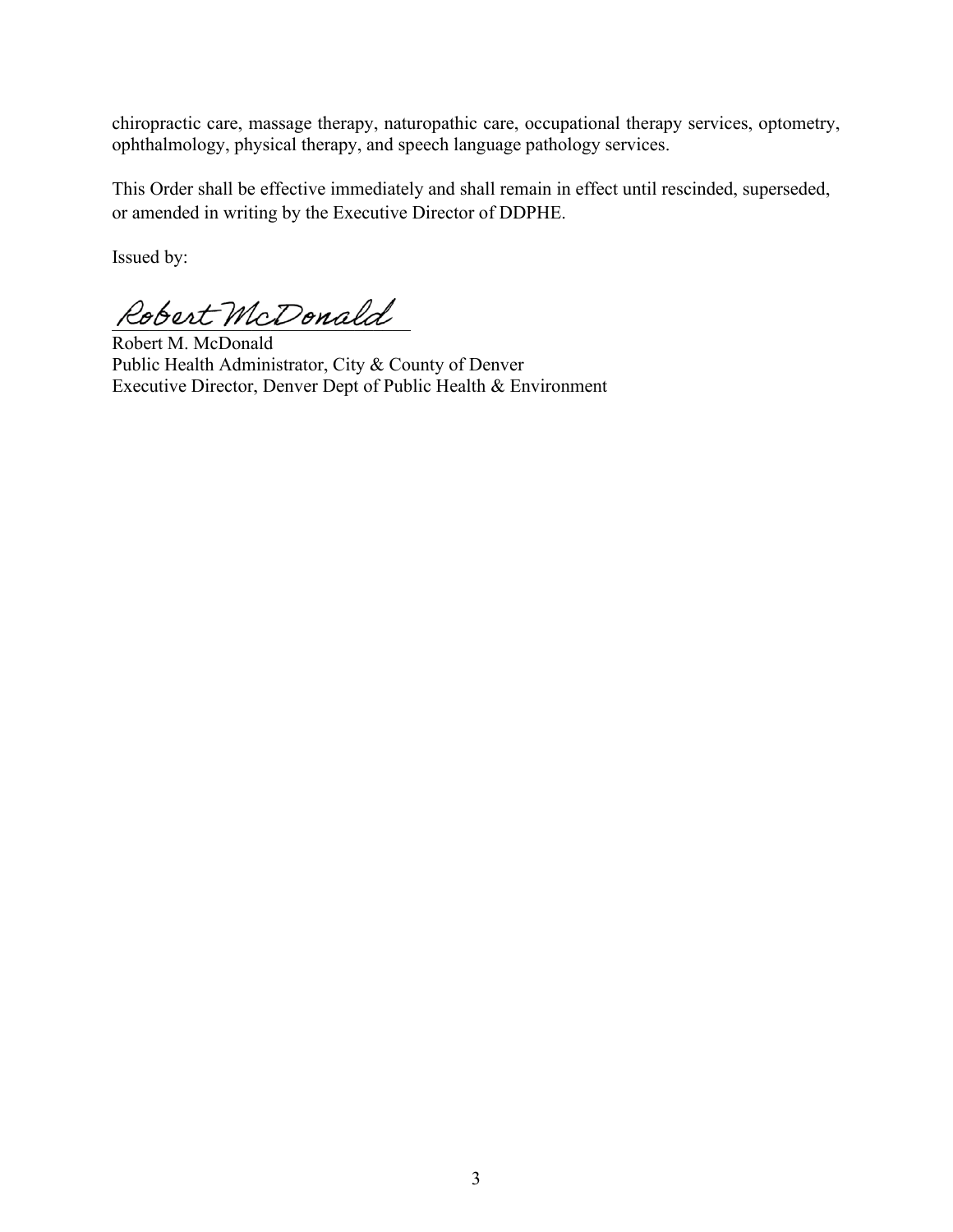chiropractic care, massage therapy, naturopathic care, occupational therapy services, optometry, ophthalmology, physical therapy, and speech language pathology services.

This Order shall be effective immediately and shall remain in effect until rescinded, superseded, or amended in writing by the Executive Director of DDPHE.

Issued by:

Robert McDonald

Robert M. McDonald
Public Health Administrator, City & County of Denver
Executive Director, Denver Dept of Public Health & Environment